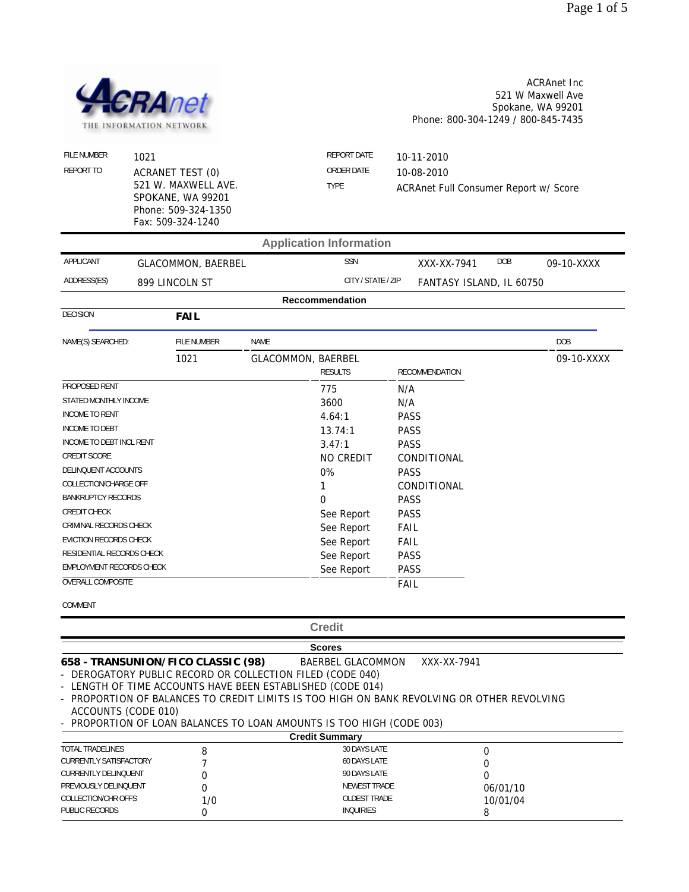ACRAnet
THE INFORMATION NETWORK

ACRAnet Inc
521 W Maxwell Ave
Spokane, WA 99201
Phone: 800-304-1249 / 800-845-7435

| | | | |
|---|---|---|---|
| FILE NUMBER | 1021 | REPORT DATE | 10-11-2010 |
| REPORT TO | ACRANET TEST (0)<br>521 W. MAXWELL AVE.<br>SPOKANE, WA 99201<br>Phone: 509-324-1350<br>Fax: 509-324-1240 | ORDER DATE | 10-08-2010 |
| | | TYPE | ACRAnet Full Consumer Report w/ Score |

## Application Information

| | | | | | |
|---|---|---|---|---|---|
| APPLICANT | GLACOMMON, BAERBEL | SSN | XXX-XX-7941 | DOB | 09-10-XXXX |
| ADDRESS(ES) | 899 LINCOLN ST | CITY / STATE / ZIP | FANTASY ISLAND, IL 60750 | | |

### Reccommendation

DECISION **FAIL**

| NAME(S) SEARCHED: | FILE NUMBER | NAME | DOB |
|---|---|---|---|
| | 1021 | GLACOMMON, BAERBEL | 09-10-XXXX |

| | RESULTS | RECOMMENDATION |
|---|---|---|
| PROPOSED RENT | 775 | N/A |
| STATED MONTHLY INCOME | 3600 | N/A |
| INCOME TO RENT | 4.64:1 | PASS |
| INCOME TO DEBT | 13.74:1 | PASS |
| INCOME TO DEBT INCL RENT | 3.47:1 | PASS |
| CREDIT SCORE | NO CREDIT | CONDITIONAL |
| DELINQUENT ACCOUNTS | 0% | PASS |
| COLLECTION/CHARGE OFF | 1 | CONDITIONAL |
| BANKRUPTCY RECORDS | 0 | PASS |
| CREDIT CHECK | See Report | PASS |
| CRIMINAL RECORDS CHECK | See Report | FAIL |
| EVICTION RECORDS CHECK | See Report | FAIL |
| RESIDENTIAL RECORDS CHECK | See Report | PASS |
| EMPLOYMENT RECORDS CHECK | See Report | PASS |
| OVERALL COMPOSITE | | FAIL |

COMMENT

## Credit

### Scores

**658 - TRANSUNION/FICO CLASSIC (98)** BAERBEL GLACOMMON XXX-XX-7941

- DEROGATORY PUBLIC RECORD OR COLLECTION FILED (CODE 040)
- LENGTH OF TIME ACCOUNTS HAVE BEEN ESTABLISHED (CODE 014)
- PROPORTION OF BALANCES TO CREDIT LIMITS IS TOO HIGH ON BANK REVOLVING OR OTHER REVOLVING ACCOUNTS (CODE 010)
- PROPORTION OF LOAN BALANCES TO LOAN AMOUNTS IS TOO HIGH (CODE 003)

### Credit Summary

| | | | |
|---|---|---|---|
| TOTAL TRADELINES | 8 | 30 DAYS LATE | 0 |
| CURRENTLY SATISFACTORY | 7 | 60 DAYS LATE | 0 |
| CURRENTLY DELINQUENT | 0 | 90 DAYS LATE | 0 |
| PREVIOUSLY DELINQUENT | 0 | NEWEST TRADE | 06/01/10 |
| COLLECTION/CHR OFFS | 1/0 | OLDEST TRADE | 10/01/04 |
| PUBLIC RECORDS | 0 | INQUIRIES | 8 |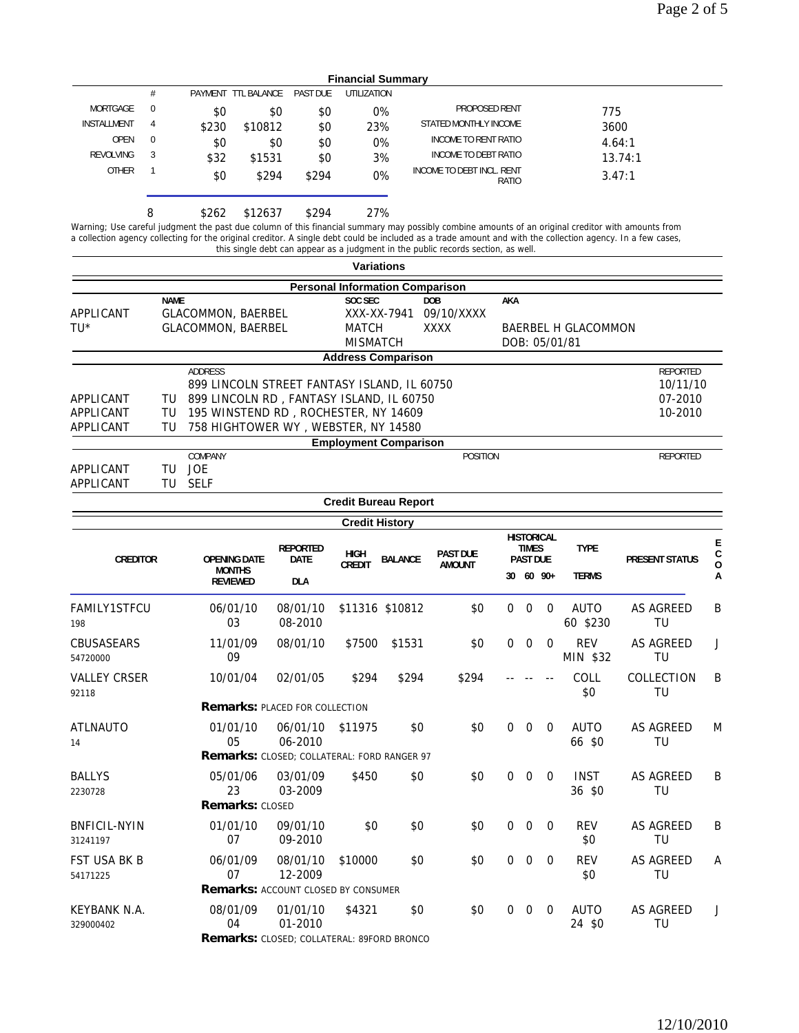## Financial Summary

| | # | PAYMENT | TTL BALANCE | PAST DUE | UTILIZATION | | |
|---|---|---|---|---|---|---|---|
| MORTGAGE | 0 | $0 | $0 | $0 | 0% | PROPOSED RENT | 775 |
| INSTALLMENT | 4 | $230 | $10812 | $0 | 23% | STATED MONTHLY INCOME | 3600 |
| OPEN | 0 | $0 | $0 | $0 | 0% | INCOME TO RENT RATIO | 4.64:1 |
| REVOLVING | 3 | $32 | $1531 | $0 | 3% | INCOME TO DEBT RATIO | 13.74:1 |
| OTHER | 1 | $0 | $294 | $294 | 0% | INCOME TO DEBT INCL. RENT RATIO | 3.47:1 |
| | 8 | $262 | $12637 | $294 | 27% | | |

Warning; Use careful judgment the past due column of this financial summary may possibly combine amounts of an original creditor with amounts from a collection agency collecting for the original creditor. A single debt could be included as a trade amount and with the collection agency. In a few cases, this single debt can appear as a judgment in the public records section, as well.

## Variations

### Personal Information Comparison

| | NAME | SOC SEC | DOB | AKA |
|---|---|---|---|---|
| APPLICANT | GLACOMMON, BAERBEL | XXX-XX-7941 | 09/10/XXXX | |
| TU* | GLACOMMON, BAERBEL | MATCH<br>MISMATCH | XXXX | BAERBEL H GLACOMMON<br>DOB: 05/01/81 |

### Address Comparison

| | | ADDRESS | REPORTED |
|---|---|---|---|
| | | 899 LINCOLN STREET FANTASY ISLAND, IL 60750 | 10/11/10 |
| APPLICANT | TU | 899 LINCOLN RD , FANTASY ISLAND, IL 60750 | 07-2010 |
| APPLICANT | TU | 195 WINSTEND RD , ROCHESTER, NY 14609 | 10-2010 |
| APPLICANT | TU | 758 HIGHTOWER WY , WEBSTER, NY 14580 | |

### Employment Comparison

| | | COMPANY | POSITION | REPORTED |
|---|---|---|---|---|
| APPLICANT | TU | JOE | | |
| APPLICANT | TU | SELF | | |

## Credit Bureau Report

### Credit History

| CREDITOR | OPENING DATE<br>MONTHS REVIEWED | REPORTED DATE<br>DLA | HIGH CREDIT | BALANCE | PAST DUE AMOUNT | HISTORICAL TIMES PAST DUE 30 | 60 | 90+ | TYPE<br>TERMS | PRESENT STATUS | ECOA |
|---|---|---|---|---|---|---|---|---|---|---|---|
| FAMILY1STFCU<br>198 | 06/01/10<br>03 | 08/01/10<br>08-2010 | $11316 | $10812 | $0 | 0 | 0 | 0 | AUTO<br>60 $230 | AS AGREED<br>TU | B |
| CBUSASEARS<br>54720000 | 11/01/09<br>09 | 08/01/10 | $7500 | $1531 | $0 | 0 | 0 | 0 | REV<br>MIN $32 | AS AGREED<br>TU | J |
| VALLEY CRSER<br>92118 | 10/01/04 | 02/01/05 | $294 | $294 | $294 | -- | -- | -- | COLL<br>$0 | COLLECTION<br>TU | B |
| **Remarks:** PLACED FOR COLLECTION | | | | | | | | | | | |
| ATLNAUTO<br>14 | 01/01/10<br>05 | 06/01/10<br>06-2010 | $11975 | $0 | $0 | 0 | 0 | 0 | AUTO<br>66 $0 | AS AGREED<br>TU | M |
| **Remarks:** CLOSED; COLLATERAL: FORD RANGER 97 | | | | | | | | | | | |
| BALLYS<br>2230728 | 05/01/06<br>23 | 03/01/09<br>03-2009 | $450 | $0 | $0 | 0 | 0 | 0 | INST<br>36 $0 | AS AGREED<br>TU | B |
| **Remarks:** CLOSED | | | | | | | | | | | |
| BNFICIL-NYIN<br>31241197 | 01/01/10<br>07 | 09/01/10<br>09-2010 | $0 | $0 | $0 | 0 | 0 | 0 | REV<br>$0 | AS AGREED<br>TU | B |
| FST USA BK B<br>54171225 | 06/01/09<br>07 | 08/01/10<br>12-2009 | $10000 | $0 | $0 | 0 | 0 | 0 | REV<br>$0 | AS AGREED<br>TU | A |
| **Remarks:** ACCOUNT CLOSED BY CONSUMER | | | | | | | | | | | |
| KEYBANK N.A.<br>329000402 | 08/01/09<br>04 | 01/01/10<br>01-2010 | $4321 | $0 | $0 | 0 | 0 | 0 | AUTO<br>24 $0 | AS AGREED<br>TU | J |
| **Remarks:** CLOSED; COLLATERAL: 89FORD BRONCO | | | | | | | | | | | |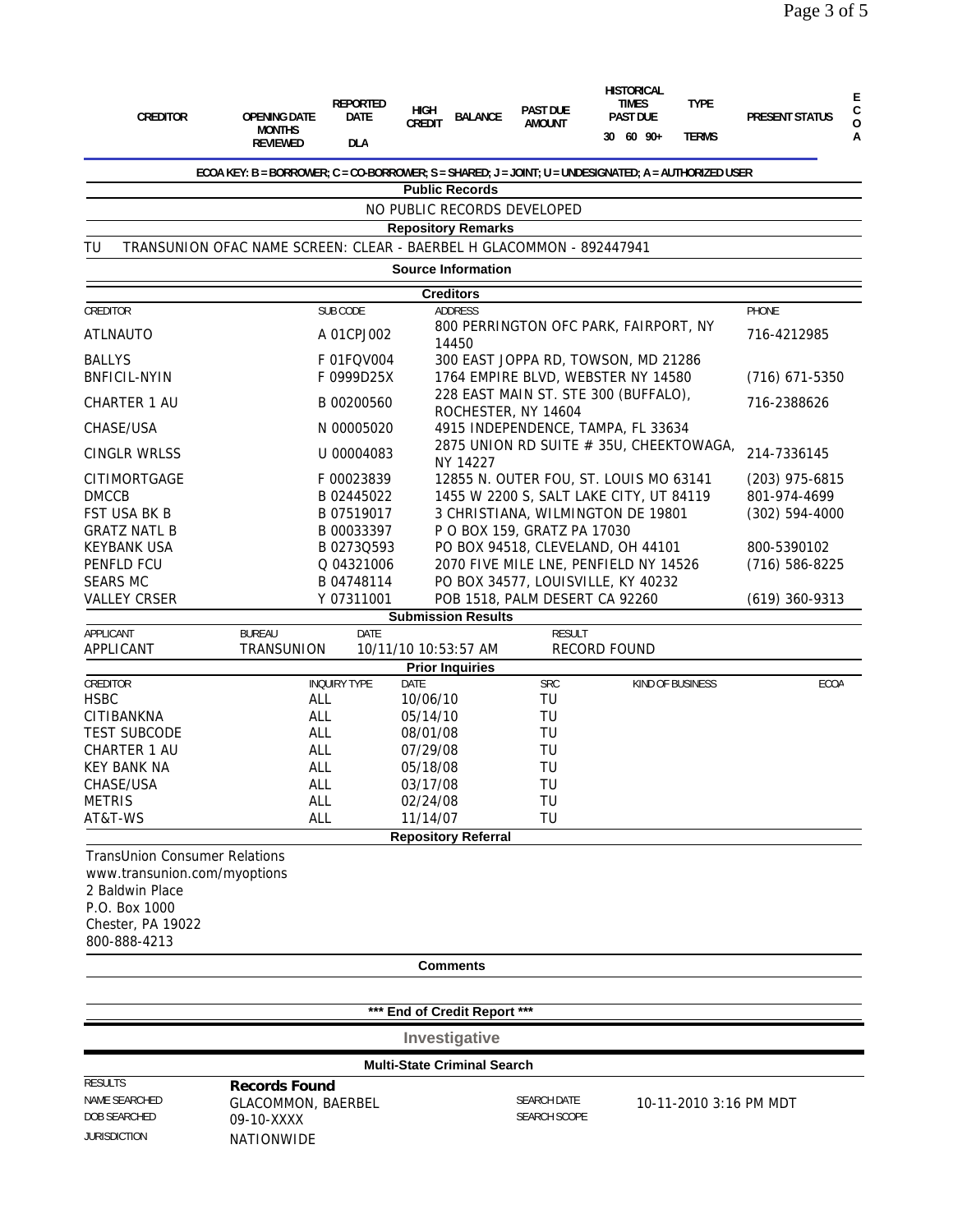| CREDITOR | OPENING DATE / MONTHS REVIEWED | REPORTED DATE / DLA | HIGH CREDIT | BALANCE | PAST DUE AMOUNT | HISTORICAL TIMES PAST DUE 30 60 90+ | TYPE / TERMS | PRESENT STATUS | ECOA |
|---|---|---|---|---|---|---|---|---|---|

ECOA KEY: B = BORROWER; C = CO-BORROWER; S = SHARED; J = JOINT; U = UNDESIGNATED; A = AUTHORIZED USER

**Public Records**

NO PUBLIC RECORDS DEVELOPED

**Repository Remarks**

TU TRANSUNION OFAC NAME SCREEN: CLEAR - BAERBEL H GLACOMMON - 892447941

**Source Information**

**Creditors**

| CREDITOR | SUB CODE | ADDRESS | PHONE |
|---|---|---|---|
| ATLNAUTO | A 01CPJ002 | 800 PERRINGTON OFC PARK, FAIRPORT, NY 14450 | 716-4212985 |
| BALLYS | F 01FQV004 | 300 EAST JOPPA RD, TOWSON, MD 21286 | |
| BNFICIL-NYIN | F 0999D25X | 1764 EMPIRE BLVD, WEBSTER NY 14580 | (716) 671-5350 |
| CHARTER 1 AU | B 00200560 | 228 EAST MAIN ST. STE 300 (BUFFALO), ROCHESTER, NY 14604 | 716-2388626 |
| CHASE/USA | N 00005020 | 4915 INDEPENDENCE, TAMPA, FL 33634 | |
| CINGLR WRLSS | U 00004083 | 2875 UNION RD SUITE # 35U, CHEEKTOWAGA, NY 14227 | 214-7336145 |
| CITIMORTGAGE | F 00023839 | 12855 N. OUTER FOU, ST. LOUIS MO 63141 | (203) 975-6815 |
| DMCCB | B 02445022 | 1455 W 2200 S, SALT LAKE CITY, UT 84119 | 801-974-4699 |
| FST USA BK B | B 07519017 | 3 CHRISTIANA, WILMINGTON DE 19801 | (302) 594-4000 |
| GRATZ NATL B | B 00033397 | P O BOX 159, GRATZ PA 17030 | |
| KEYBANK USA | B 0273Q593 | PO BOX 94518, CLEVELAND, OH 44101 | 800-5390102 |
| PENFLD FCU | Q 04321006 | 2070 FIVE MILE LNE, PENFIELD NY 14526 | (716) 586-8225 |
| SEARS MC | B 04748114 | PO BOX 34577, LOUISVILLE, KY 40232 | |
| VALLEY CRSER | Y 07311001 | POB 1518, PALM DESERT CA 92260 | (619) 360-9313 |

**Submission Results**

| APPLICANT | BUREAU | DATE | RESULT |
|---|---|---|---|
| APPLICANT | TRANSUNION | 10/11/10 10:53:57 AM | RECORD FOUND |

**Prior Inquiries**

| CREDITOR | INQUIRY TYPE | DATE | SRC | KIND OF BUSINESS | ECOA |
|---|---|---|---|---|---|
| HSBC | ALL | 10/06/10 | TU | | |
| CITIBANKNA | ALL | 05/14/10 | TU | | |
| TEST SUBCODE | ALL | 08/01/08 | TU | | |
| CHARTER 1 AU | ALL | 07/29/08 | TU | | |
| KEY BANK NA | ALL | 05/18/08 | TU | | |
| CHASE/USA | ALL | 03/17/08 | TU | | |
| METRIS | ALL | 02/24/08 | TU | | |
| AT&T-WS | ALL | 11/14/07 | TU | | |

**Repository Referral**

TransUnion Consumer Relations
www.transunion.com/myoptions
2 Baldwin Place
P.O. Box 1000
Chester, PA 19022
800-888-4213

**Comments**

**\*\*\* End of Credit Report \*\*\***

## Investigative

**Multi-State Criminal Search**

| | | | |
|---|---|---|---|
| RESULTS | **Records Found** | | |
| NAME SEARCHED | GLACOMMON, BAERBEL | SEARCH DATE | 10-11-2010 3:16 PM MDT |
| DOB SEARCHED | 09-10-XXXX | SEARCH SCOPE | |
| JURISDICTION | NATIONWIDE | | |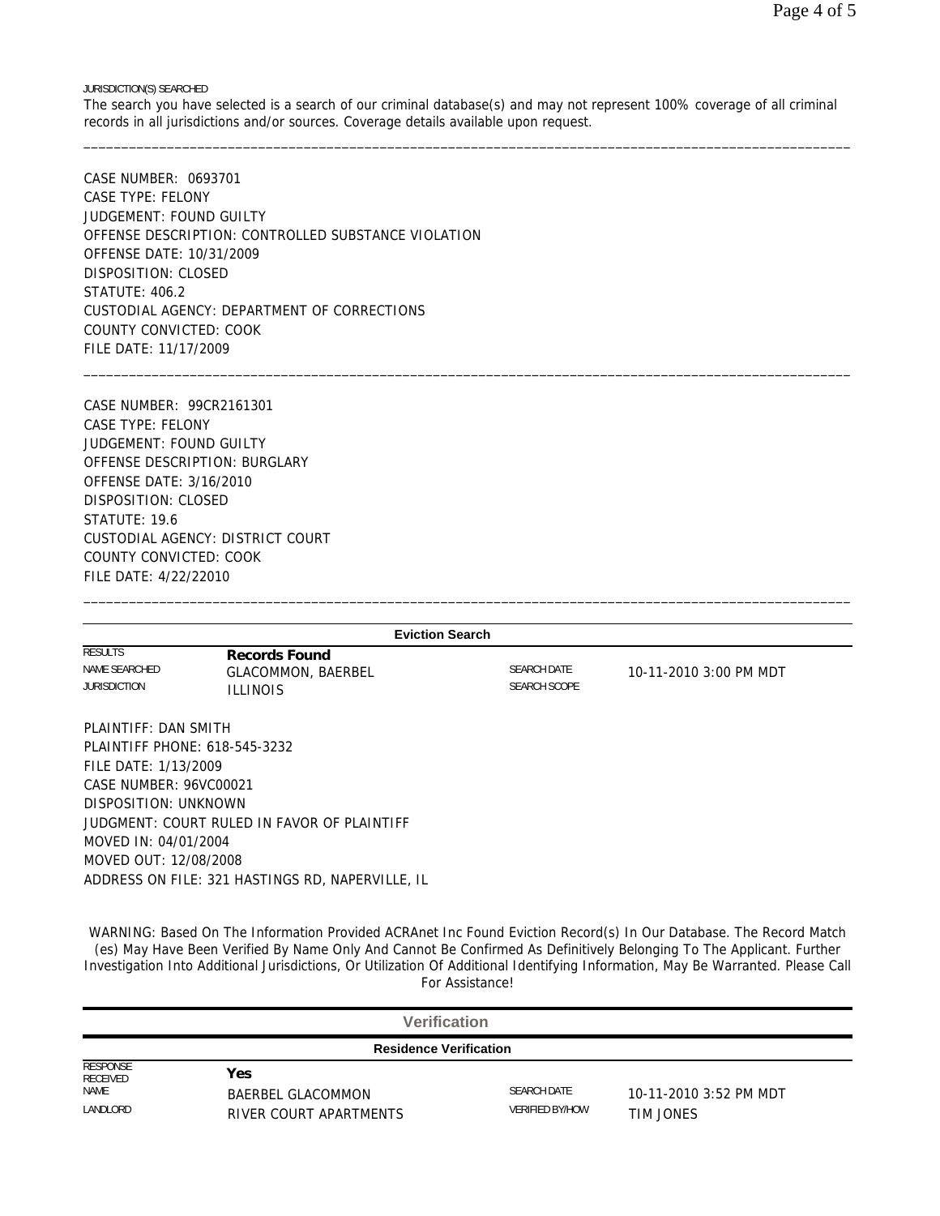JURISDICTION(S) SEARCHED

The search you have selected is a search of our criminal database(s) and may not represent 100% coverage of all criminal records in all jurisdictions and/or sources. Coverage details available upon request.

---

CASE NUMBER: 0693701
CASE TYPE: FELONY
JUDGEMENT: FOUND GUILTY
OFFENSE DESCRIPTION: CONTROLLED SUBSTANCE VIOLATION
OFFENSE DATE: 10/31/2009
DISPOSITION: CLOSED
STATUTE: 406.2
CUSTODIAL AGENCY: DEPARTMENT OF CORRECTIONS
COUNTY CONVICTED: COOK
FILE DATE: 11/17/2009

---

CASE NUMBER: 99CR2161301
CASE TYPE: FELONY
JUDGEMENT: FOUND GUILTY
OFFENSE DESCRIPTION: BURGLARY
OFFENSE DATE: 3/16/2010
DISPOSITION: CLOSED
STATUTE: 19.6
CUSTODIAL AGENCY: DISTRICT COURT
COUNTY CONVICTED: COOK
FILE DATE: 4/22/22010

---

## Eviction Search

| | | | |
|---|---|---|---|
| RESULTS | **Records Found** | | |
| NAME SEARCHED | GLACOMMON, BAERBEL | SEARCH DATE | 10-11-2010 3:00 PM MDT |
| JURISDICTION | ILLINOIS | SEARCH SCOPE | |

PLAINTIFF: DAN SMITH
PLAINTIFF PHONE: 618-545-3232
FILE DATE: 1/13/2009
CASE NUMBER: 96VC00021
DISPOSITION: UNKNOWN
JUDGMENT: COURT RULED IN FAVOR OF PLAINTIFF
MOVED IN: 04/01/2004
MOVED OUT: 12/08/2008
ADDRESS ON FILE: 321 HASTINGS RD, NAPERVILLE, IL

WARNING: Based On The Information Provided ACRAnet Inc Found Eviction Record(s) In Our Database. The Record Match (es) May Have Been Verified By Name Only And Cannot Be Confirmed As Definitively Belonging To The Applicant. Further Investigation Into Additional Jurisdictions, Or Utilization Of Additional Identifying Information, May Be Warranted. Please Call For Assistance!

## Verification

### Residence Verification

| | | | |
|---|---|---|---|
| RESPONSE RECEIVED | **Yes** | | |
| NAME | BAERBEL GLACOMMON | SEARCH DATE | 10-11-2010 3:52 PM MDT |
| LANDLORD | RIVER COURT APARTMENTS | VERIFIED BY/HOW | TIM JONES |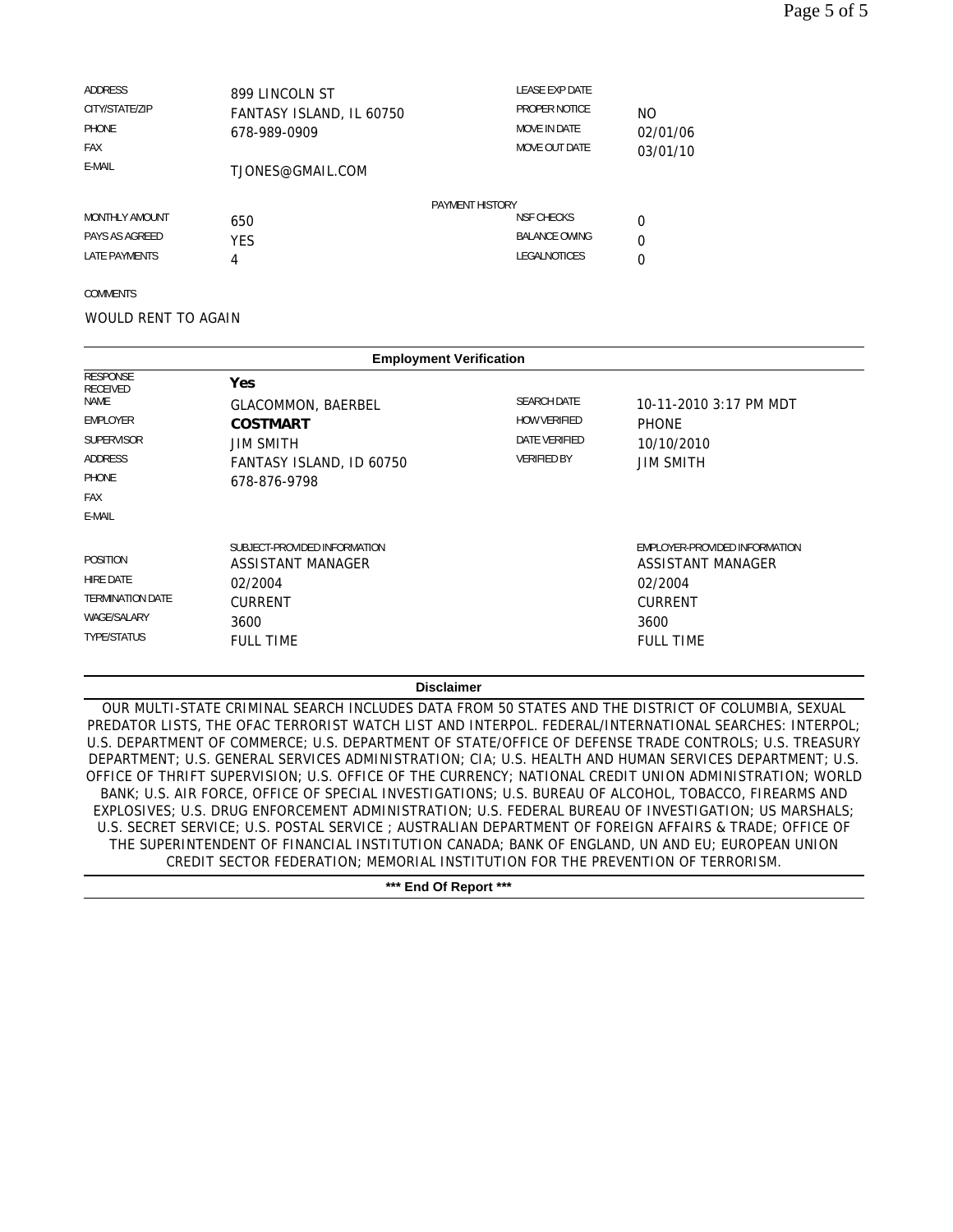| | | | |
|---|---|---|---|
| ADDRESS | 899 LINCOLN ST | LEASE EXP DATE | |
| CITY/STATE/ZIP | FANTASY ISLAND, IL 60750 | PROPER NOTICE | NO |
| PHONE | 678-989-0909 | MOVE IN DATE | 02/01/06 |
| FAX | | MOVE OUT DATE | 03/01/10 |
| E-MAIL | TJONES@GMAIL.COM | | |

PAYMENT HISTORY

| | | | |
|---|---|---|---|
| MONTHLY AMOUNT | 650 | NSF CHECKS | 0 |
| PAYS AS AGREED | YES | BALANCE OWING | 0 |
| LATE PAYMENTS | 4 | LEGALNOTICES | 0 |

COMMENTS

WOULD RENT TO AGAIN

## Employment Verification

| | | | |
|---|---|---|---|
| RESPONSE RECEIVED | **Yes** | | |
| NAME | GLACOMMON, BAERBEL | SEARCH DATE | 10-11-2010 3:17 PM MDT |
| EMPLOYER | **COSTMART** | HOW VERIFIED | PHONE |
| SUPERVISOR | JIM SMITH | DATE VERIFIED | 10/10/2010 |
| ADDRESS | FANTASY ISLAND, ID 60750 | VERIFIED BY | JIM SMITH |
| PHONE | 678-876-9798 | | |
| FAX | | | |
| E-MAIL | | | |

| | SUBJECT-PROVIDED INFORMATION | EMPLOYER-PROVIDED INFORMATION |
|---|---|---|
| POSITION | ASSISTANT MANAGER | ASSISTANT MANAGER |
| HIRE DATE | 02/2004 | 02/2004 |
| TERMINATION DATE | CURRENT | CURRENT |
| WAGE/SALARY | 3600 | 3600 |
| TYPE/STATUS | FULL TIME | FULL TIME |

## Disclaimer

OUR MULTI-STATE CRIMINAL SEARCH INCLUDES DATA FROM 50 STATES AND THE DISTRICT OF COLUMBIA, SEXUAL PREDATOR LISTS, THE OFAC TERRORIST WATCH LIST AND INTERPOL. FEDERAL/INTERNATIONAL SEARCHES: INTERPOL; U.S. DEPARTMENT OF COMMERCE; U.S. DEPARTMENT OF STATE/OFFICE OF DEFENSE TRADE CONTROLS; U.S. TREASURY DEPARTMENT; U.S. GENERAL SERVICES ADMINISTRATION; CIA; U.S. HEALTH AND HUMAN SERVICES DEPARTMENT; U.S. OFFICE OF THRIFT SUPERVISION; U.S. OFFICE OF THE CURRENCY; NATIONAL CREDIT UNION ADMINISTRATION; WORLD BANK; U.S. AIR FORCE, OFFICE OF SPECIAL INVESTIGATIONS; U.S. BUREAU OF ALCOHOL, TOBACCO, FIREARMS AND EXPLOSIVES; U.S. DRUG ENFORCEMENT ADMINISTRATION; U.S. FEDERAL BUREAU OF INVESTIGATION; US MARSHALS; U.S. SECRET SERVICE; U.S. POSTAL SERVICE ; AUSTRALIAN DEPARTMENT OF FOREIGN AFFAIRS & TRADE; OFFICE OF THE SUPERINTENDENT OF FINANCIAL INSTITUTION CANADA; BANK OF ENGLAND, UN AND EU; EUROPEAN UNION CREDIT SECTOR FEDERATION; MEMORIAL INSTITUTION FOR THE PREVENTION OF TERRORISM.

**\*\*\* End Of Report \*\*\***